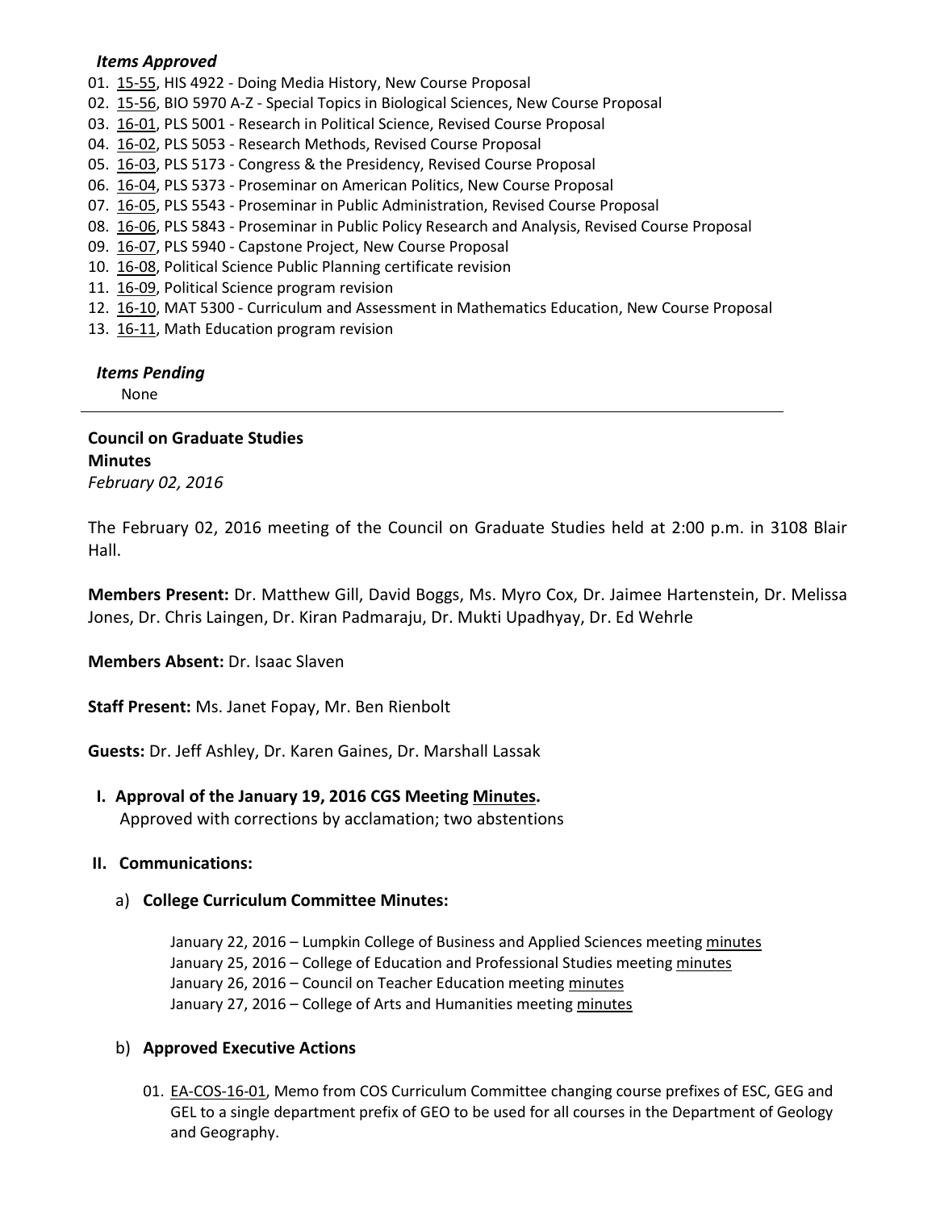*Items Approved*

01. 15-55, HIS 4922 - Doing Media History, New Course Proposal
02. 15-56, BIO 5970 A-Z - Special Topics in Biological Sciences, New Course Proposal
03. 16-01, PLS 5001 - Research in Political Science, Revised Course Proposal
04. 16-02, PLS 5053 - Research Methods, Revised Course Proposal
05. 16-03, PLS 5173 - Congress & the Presidency, Revised Course Proposal
06. 16-04, PLS 5373 - Proseminar on American Politics, New Course Proposal
07. 16-05, PLS 5543 - Proseminar in Public Administration, Revised Course Proposal
08. 16-06, PLS 5843 - Proseminar in Public Policy Research and Analysis, Revised Course Proposal
09. 16-07, PLS 5940 - Capstone Project, New Course Proposal
10. 16-08, Political Science Public Planning certificate revision
11. 16-09, Political Science program revision
12. 16-10, MAT 5300 - Curriculum and Assessment in Mathematics Education, New Course Proposal
13. 16-11, Math Education program revision

*Items Pending*

None

---

**Council on Graduate Studies**
**Minutes**
*February 02, 2016*

The February 02, 2016 meeting of the Council on Graduate Studies held at 2:00 p.m. in 3108 Blair Hall.

**Members Present:** Dr. Matthew Gill, David Boggs, Ms. Myro Cox, Dr. Jaimee Hartenstein, Dr. Melissa Jones, Dr. Chris Laingen, Dr. Kiran Padmaraju, Dr. Mukti Upadhyay, Dr. Ed Wehrle

**Members Absent:** Dr. Isaac Slaven

**Staff Present:** Ms. Janet Fopay, Mr. Ben Rienbolt

**Guests:** Dr. Jeff Ashley, Dr. Karen Gaines, Dr. Marshall Lassak

**I. Approval of the January 19, 2016 CGS Meeting Minutes.**
Approved with corrections by acclamation; two abstentions

**II. Communications:**

a) **College Curriculum Committee Minutes:**

January 22, 2016 – Lumpkin College of Business and Applied Sciences meeting minutes
January 25, 2016 – College of Education and Professional Studies meeting minutes
January 26, 2016 – Council on Teacher Education meeting minutes
January 27, 2016 – College of Arts and Humanities meeting minutes

b) **Approved Executive Actions**

01. EA-COS-16-01, Memo from COS Curriculum Committee changing course prefixes of ESC, GEG and GEL to a single department prefix of GEO to be used for all courses in the Department of Geology and Geography.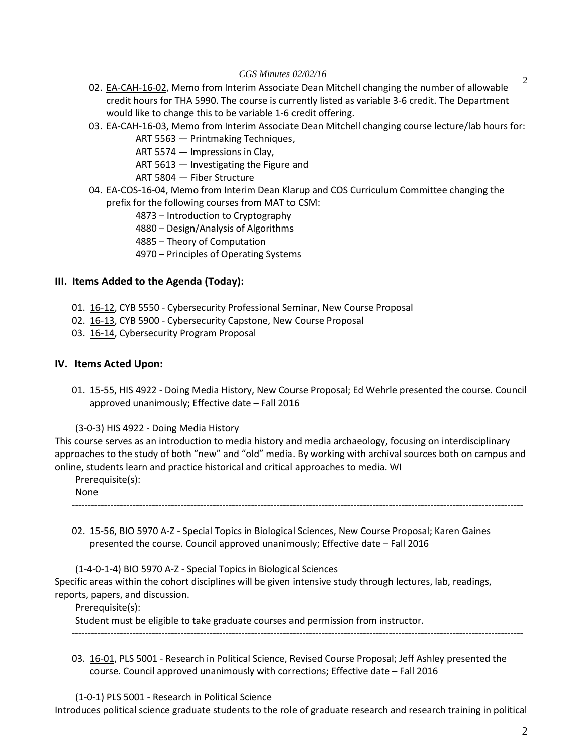02. EA-CAH-16-02, Memo from Interim Associate Dean Mitchell changing the number of allowable credit hours for THA 5990. The course is currently listed as variable 3-6 credit. The Department would like to change this to be variable 1-6 credit offering.

03. EA-CAH-16-03, Memo from Interim Associate Dean Mitchell changing course lecture/lab hours for:
    - ART 5563 — Printmaking Techniques,
    - ART 5574 — Impressions in Clay,
    - ART 5613 — Investigating the Figure and
    - ART 5804 — Fiber Structure

04. EA-COS-16-04, Memo from Interim Dean Klarup and COS Curriculum Committee changing the prefix for the following courses from MAT to CSM:
    - 4873 – Introduction to Cryptography
    - 4880 – Design/Analysis of Algorithms
    - 4885 – Theory of Computation
    - 4970 – Principles of Operating Systems

## III. Items Added to the Agenda (Today):

01. 16-12, CYB 5550 - Cybersecurity Professional Seminar, New Course Proposal
02. 16-13, CYB 5900 - Cybersecurity Capstone, New Course Proposal
03. 16-14, Cybersecurity Program Proposal

## IV. Items Acted Upon:

01. 15-55, HIS 4922 - Doing Media History, New Course Proposal; Ed Wehrle presented the course. Council approved unanimously; Effective date – Fall 2016

(3-0-3) HIS 4922 - Doing Media History

This course serves as an introduction to media history and media archaeology, focusing on interdisciplinary approaches to the study of both "new" and "old" media. By working with archival sources both on campus and online, students learn and practice historical and critical approaches to media. WI

Prerequisite(s):

None

---

02. 15-56, BIO 5970 A-Z - Special Topics in Biological Sciences, New Course Proposal; Karen Gaines presented the course. Council approved unanimously; Effective date – Fall 2016

(1-4-0-1-4) BIO 5970 A-Z - Special Topics in Biological Sciences

Specific areas within the cohort disciplines will be given intensive study through lectures, lab, readings, reports, papers, and discussion.

Prerequisite(s):

Student must be eligible to take graduate courses and permission from instructor.

---

03. 16-01, PLS 5001 - Research in Political Science, Revised Course Proposal; Jeff Ashley presented the course. Council approved unanimously with corrections; Effective date – Fall 2016

(1-0-1) PLS 5001 - Research in Political Science

Introduces political science graduate students to the role of graduate research and research training in political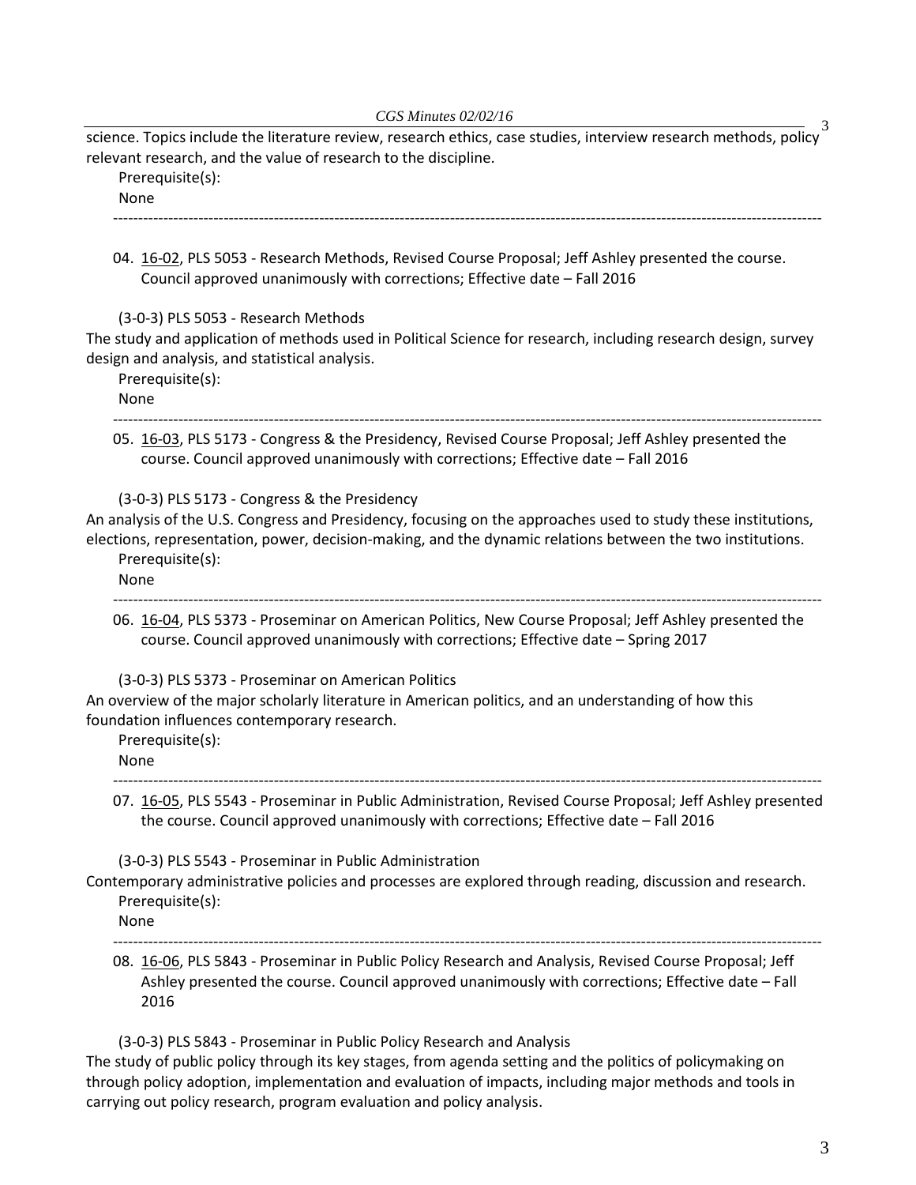science. Topics include the literature review, research ethics, case studies, interview research methods, policy relevant research, and the value of research to the discipline.

Prerequisite(s):
None

---

04. 16-02, PLS 5053 - Research Methods, Revised Course Proposal; Jeff Ashley presented the course. Council approved unanimously with corrections; Effective date – Fall 2016

(3-0-3) PLS 5053 - Research Methods
The study and application of methods used in Political Science for research, including research design, survey design and analysis, and statistical analysis.

Prerequisite(s):
None

---

05. 16-03, PLS 5173 - Congress & the Presidency, Revised Course Proposal; Jeff Ashley presented the course. Council approved unanimously with corrections; Effective date – Fall 2016

(3-0-3) PLS 5173 - Congress & the Presidency
An analysis of the U.S. Congress and Presidency, focusing on the approaches used to study these institutions, elections, representation, power, decision-making, and the dynamic relations between the two institutions.

Prerequisite(s):
None

---

06. 16-04, PLS 5373 - Proseminar on American Politics, New Course Proposal; Jeff Ashley presented the course. Council approved unanimously with corrections; Effective date – Spring 2017

(3-0-3) PLS 5373 - Proseminar on American Politics
An overview of the major scholarly literature in American politics, and an understanding of how this foundation influences contemporary research.

Prerequisite(s):
None

---

07. 16-05, PLS 5543 - Proseminar in Public Administration, Revised Course Proposal; Jeff Ashley presented the course. Council approved unanimously with corrections; Effective date – Fall 2016

(3-0-3) PLS 5543 - Proseminar in Public Administration
Contemporary administrative policies and processes are explored through reading, discussion and research.

Prerequisite(s):
None

---

08. 16-06, PLS 5843 - Proseminar in Public Policy Research and Analysis, Revised Course Proposal; Jeff Ashley presented the course. Council approved unanimously with corrections; Effective date – Fall 2016

(3-0-3) PLS 5843 - Proseminar in Public Policy Research and Analysis
The study of public policy through its key stages, from agenda setting and the politics of policymaking on through policy adoption, implementation and evaluation of impacts, including major methods and tools in carrying out policy research, program evaluation and policy analysis.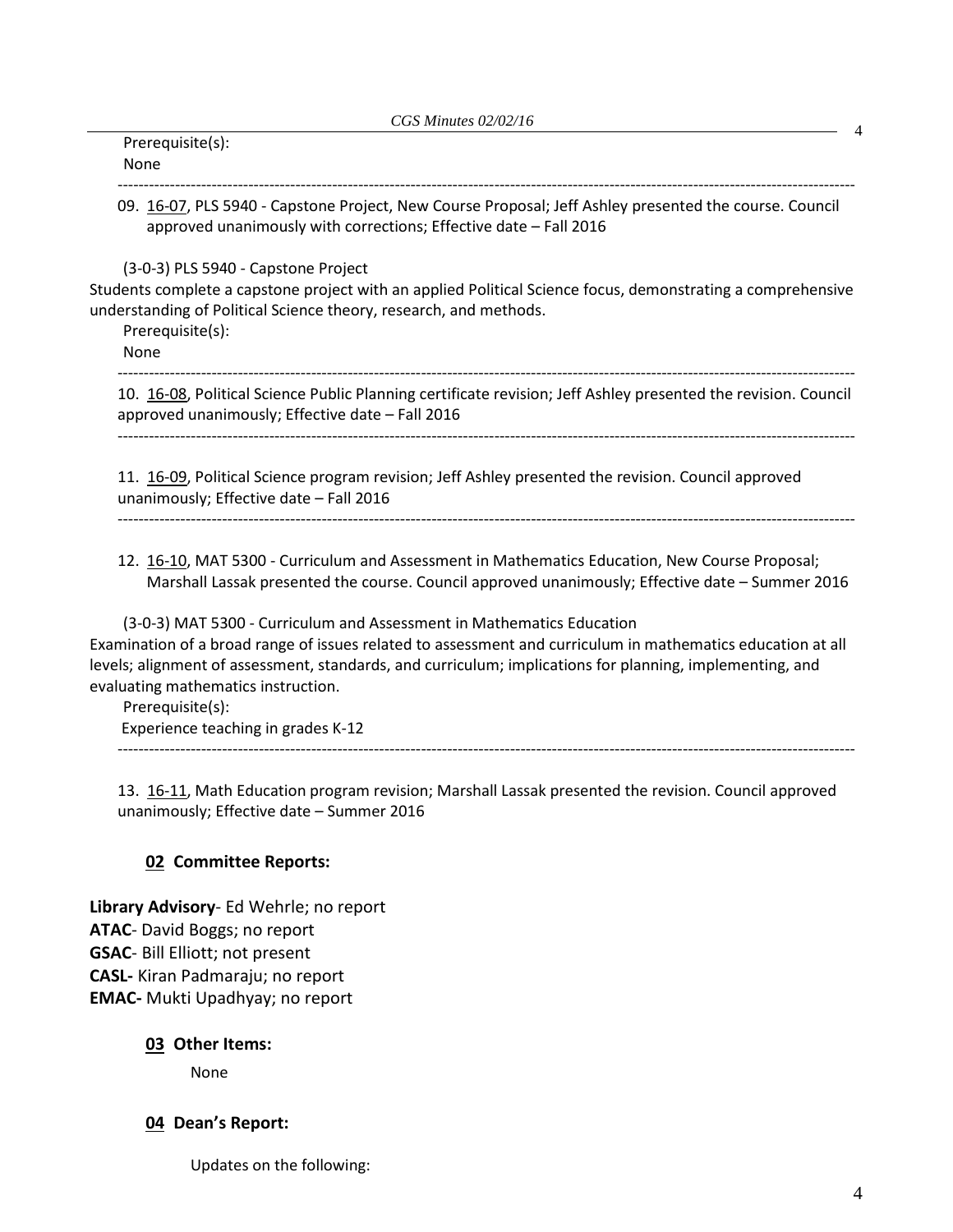Prerequisite(s):
None

---

09. 16-07, PLS 5940 - Capstone Project, New Course Proposal; Jeff Ashley presented the course. Council approved unanimously with corrections; Effective date – Fall 2016

(3-0-3) PLS 5940 - Capstone Project
Students complete a capstone project with an applied Political Science focus, demonstrating a comprehensive understanding of Political Science theory, research, and methods.
Prerequisite(s):
None

---

10. 16-08, Political Science Public Planning certificate revision; Jeff Ashley presented the revision. Council approved unanimously; Effective date – Fall 2016

---

11. 16-09, Political Science program revision; Jeff Ashley presented the revision. Council approved unanimously; Effective date – Fall 2016

---

12. 16-10, MAT 5300 - Curriculum and Assessment in Mathematics Education, New Course Proposal; Marshall Lassak presented the course. Council approved unanimously; Effective date – Summer 2016

(3-0-3) MAT 5300 - Curriculum and Assessment in Mathematics Education
Examination of a broad range of issues related to assessment and curriculum in mathematics education at all levels; alignment of assessment, standards, and curriculum; implications for planning, implementing, and evaluating mathematics instruction.
Prerequisite(s):
Experience teaching in grades K-12

---

13. 16-11, Math Education program revision; Marshall Lassak presented the revision. Council approved unanimously; Effective date – Summer 2016

### 02 Committee Reports:

**Library Advisory**- Ed Wehrle; no report
**ATAC**- David Boggs; no report
**GSAC**- Bill Elliott; not present
**CASL-** Kiran Padmaraju; no report
**EMAC-** Mukti Upadhyay; no report

### 03 Other Items:

None

### 04 Dean's Report:

Updates on the following: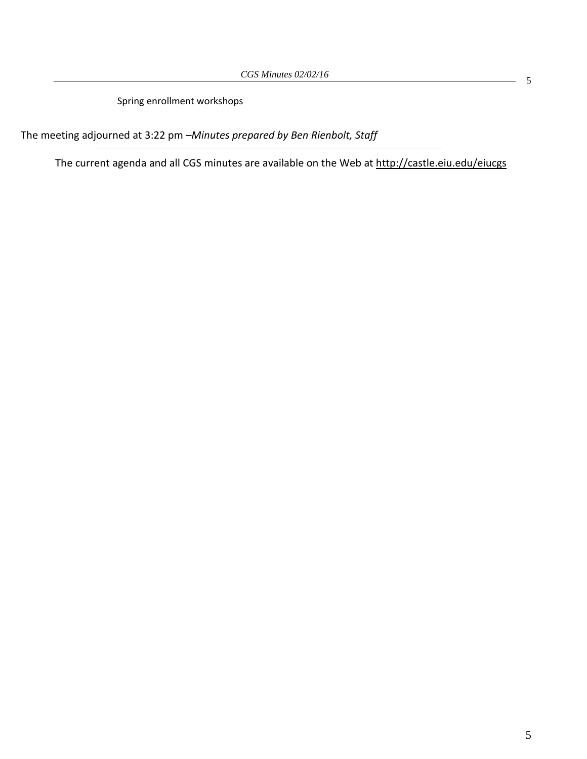Spring enrollment workshops

The meeting adjourned at 3:22 pm –*Minutes prepared by Ben Rienbolt, Staff*

---

The current agenda and all CGS minutes are available on the Web at http://castle.eiu.edu/eiucgs